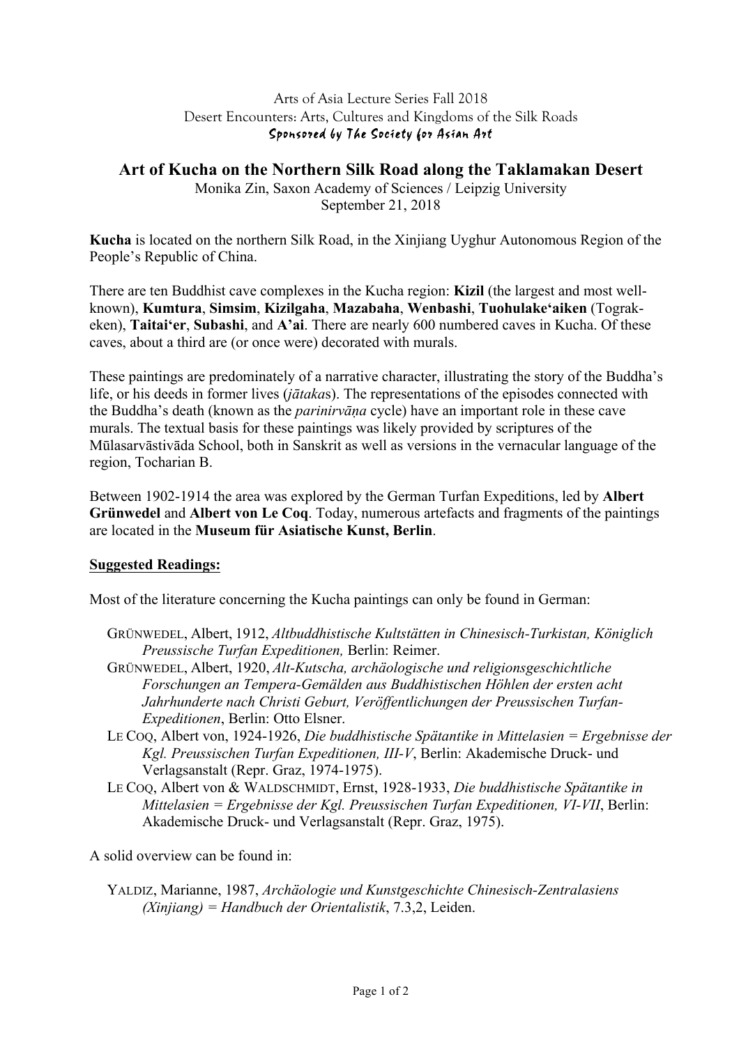Arts of Asia Lecture Series Fall 2018
Desert Encounters: Arts, Cultures and Kingdoms of the Silk Roads
*Sponsored by The Society for Asian Art*

# Art of Kucha on the Northern Silk Road along the Taklamakan Desert

Monika Zin, Saxon Academy of Sciences / Leipzig University
September 21, 2018

**Kucha** is located on the northern Silk Road, in the Xinjiang Uyghur Autonomous Region of the People's Republic of China.

There are ten Buddhist cave complexes in the Kucha region: **Kizil** (the largest and most well-known), **Kumtura**, **Simsim**, **Kizilgaha**, **Mazabaha**, **Wenbashi**, **Tuohulake'aiken** (Tograk-eken), **Taitai'er**, **Subashi**, and **A'ai**. There are nearly 600 numbered caves in Kucha. Of these caves, about a third are (or once were) decorated with murals.

These paintings are predominately of a narrative character, illustrating the story of the Buddha's life, or his deeds in former lives (*jātaka*s). The representations of the episodes connected with the Buddha's death (known as the *parinirvāṇa* cycle) have an important role in these cave murals. The textual basis for these paintings was likely provided by scriptures of the Mūlasarvāstivāda School, both in Sanskrit as well as versions in the vernacular language of the region, Tocharian B.

Between 1902-1914 the area was explored by the German Turfan Expeditions, led by **Albert Grünwedel** and **Albert von Le Coq**. Today, numerous artefacts and fragments of the paintings are located in the **Museum für Asiatische Kunst, Berlin**.

**Suggested Readings:**

Most of the literature concerning the Kucha paintings can only be found in German:

GRÜNWEDEL, Albert, 1912, *Altbuddhistische Kultstätten in Chinesisch-Turkistan, Königlich Preussische Turfan Expeditionen,* Berlin: Reimer.

GRÜNWEDEL, Albert, 1920, *Alt-Kutscha, archäologische und religionsgeschichtliche Forschungen an Tempera-Gemälden aus Buddhistischen Höhlen der ersten acht Jahrhunderte nach Christi Geburt, Veröffentlichungen der Preussischen Turfan-Expeditionen*, Berlin: Otto Elsner.

LE COQ, Albert von, 1924-1926, *Die buddhistische Spätantike in Mittelasien = Ergebnisse der Kgl. Preussischen Turfan Expeditionen, III-V*, Berlin: Akademische Druck- und Verlagsanstalt (Repr. Graz, 1974-1975).

LE COQ, Albert von & WALDSCHMIDT, Ernst, 1928-1933, *Die buddhistische Spätantike in Mittelasien = Ergebnisse der Kgl. Preussischen Turfan Expeditionen, VI-VII*, Berlin: Akademische Druck- und Verlagsanstalt (Repr. Graz, 1975).

A solid overview can be found in:

YALDIZ, Marianne, 1987, *Archäologie und Kunstgeschichte Chinesisch-Zentralasiens (Xinjiang) = Handbuch der Orientalistik*, 7.3,2, Leiden.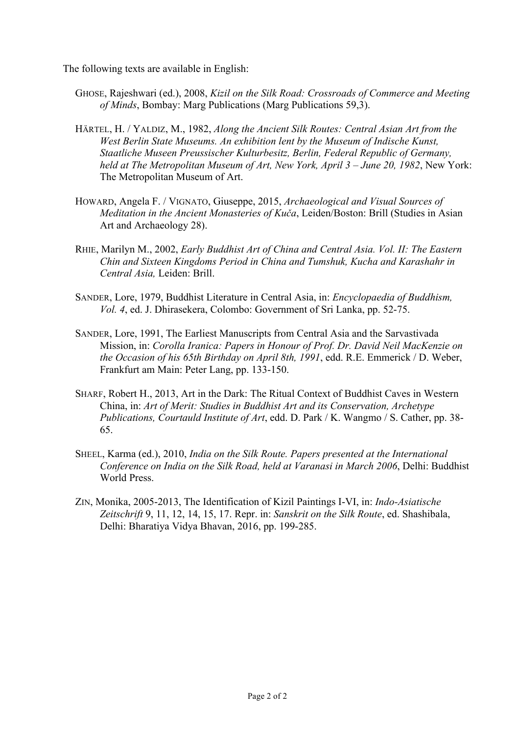The following texts are available in English:

GHOSE, Rajeshwari (ed.), 2008, *Kizil on the Silk Road: Crossroads of Commerce and Meeting of Minds*, Bombay: Marg Publications (Marg Publications 59,3).

HÄRTEL, H. / YALDIZ, M., 1982, *Along the Ancient Silk Routes: Central Asian Art from the West Berlin State Museums. An exhibition lent by the Museum of Indische Kunst, Staatliche Museen Preussischer Kulturbesitz, Berlin, Federal Republic of Germany, held at The Metropolitan Museum of Art, New York, April 3 – June 20, 1982*, New York: The Metropolitan Museum of Art.

HOWARD, Angela F. / VIGNATO, Giuseppe, 2015, *Archaeological and Visual Sources of Meditation in the Ancient Monasteries of Kuča*, Leiden/Boston: Brill (Studies in Asian Art and Archaeology 28).

RHIE, Marilyn M., 2002, *Early Buddhist Art of China and Central Asia. Vol. II: The Eastern Chin and Sixteen Kingdoms Period in China and Tumshuk, Kucha and Karashahr in Central Asia,* Leiden: Brill.

SANDER, Lore, 1979, Buddhist Literature in Central Asia, in: *Encyclopaedia of Buddhism, Vol. 4*, ed. J. Dhirasekera, Colombo: Government of Sri Lanka, pp. 52-75.

SANDER, Lore, 1991, The Earliest Manuscripts from Central Asia and the Sarvastivada Mission, in: *Corolla Iranica: Papers in Honour of Prof. Dr. David Neil MacKenzie on the Occasion of his 65th Birthday on April 8th, 1991*, edd. R.E. Emmerick / D. Weber, Frankfurt am Main: Peter Lang, pp. 133-150.

SHARF, Robert H., 2013, Art in the Dark: The Ritual Context of Buddhist Caves in Western China, in: *Art of Merit: Studies in Buddhist Art and its Conservation, Archetype Publications, Courtauld Institute of Art*, edd. D. Park / K. Wangmo / S. Cather, pp. 38-65.

SHEEL, Karma (ed.), 2010, *India on the Silk Route. Papers presented at the International Conference on India on the Silk Road, held at Varanasi in March 2006*, Delhi: Buddhist World Press.

ZIN, Monika, 2005-2013, The Identification of Kizil Paintings I-VI, in: *Indo-Asiatische Zeitschrift* 9, 11, 12, 14, 15, 17. Repr. in: *Sanskrit on the Silk Route*, ed. Shashibala, Delhi: Bharatiya Vidya Bhavan, 2016, pp. 199-285.